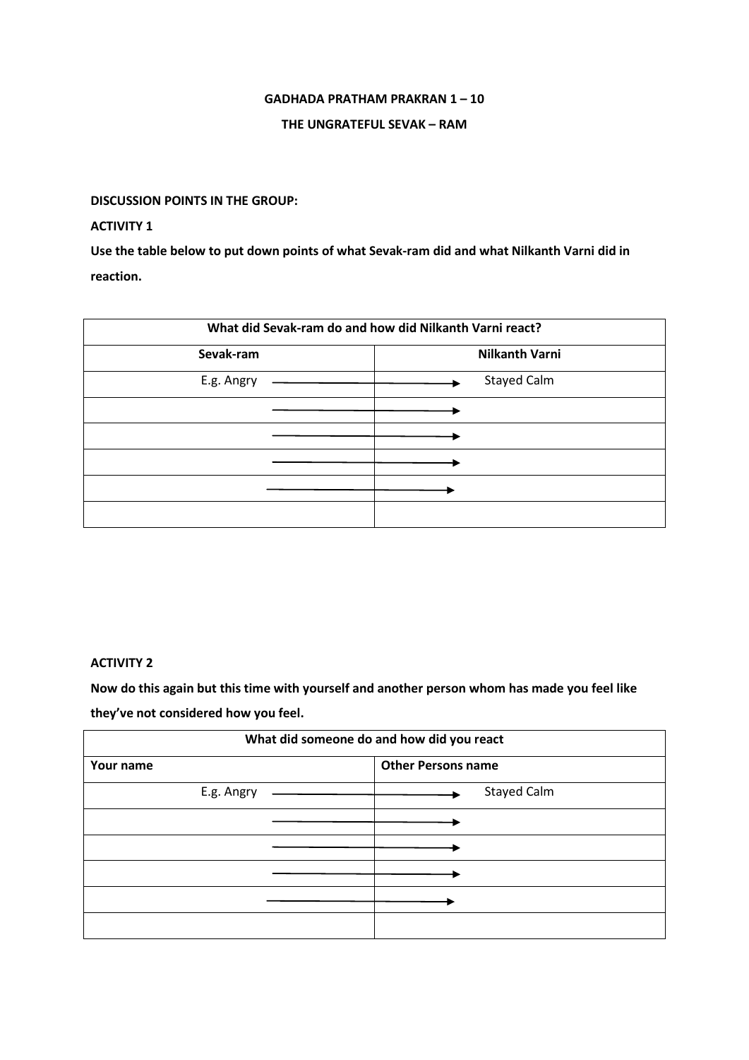**GADHADA PRATHAM PRAKRAN 1 – 10**

**THE UNGRATEFUL SEVAK – RAM**

**DISCUSSION POINTS IN THE GROUP:**

**ACTIVITY 1**

**Use the table below to put down points of what Sevak-ram did and what Nilkanth Varni did in reaction.**

| What did Sevak-ram do and how did Nilkanth Varni react? | |
|---|---|
| **Sevak-ram** | **Nilkanth Varni** |
| E.g. Angry → | Stayed Calm |
| → | |
| → | |
| → | |
| → | |
| | |

**ACTIVITY 2**

**Now do this again but this time with yourself and another person whom has made you feel like they've not considered how you feel.**

| What did someone do and how did you react | |
|---|---|
| **Your name** | **Other Persons name** |
| E.g. Angry → | Stayed Calm |
| → | |
| → | |
| → | |
| → | |
| | |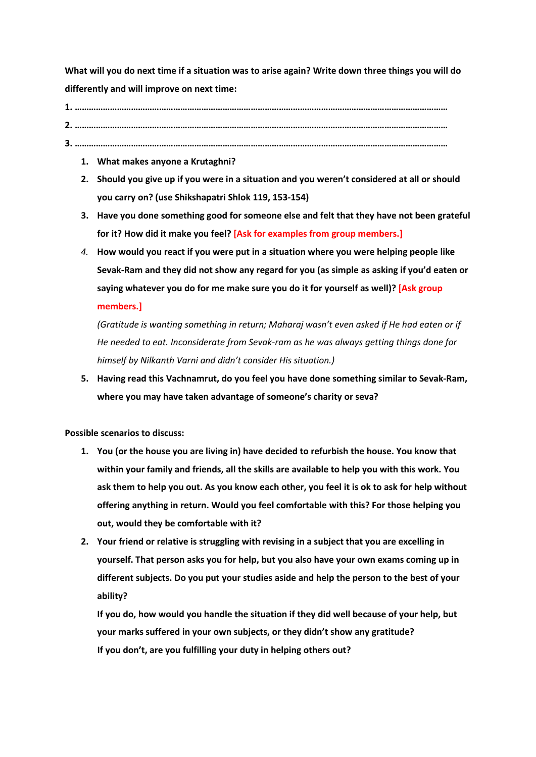**What will you do next time if a situation was to arise again? Write down three things you will do differently and will improve on next time:**

**1. ……………………………………………………………………………………………………………………………………………**

**2. ……………………………………………………………………………………………………………………………………………**

**3. ……………………………………………………………………………………………………………………………………………**

1. **What makes anyone a Krutaghni?**
2. **Should you give up if you were in a situation and you weren't considered at all or should you carry on? (use Shikshapatri Shlok 119, 153-154)**
3. **Have you done something good for someone else and felt that they have not been grateful for it? How did it make you feel? [Ask for examples from group members.]**
4. **How would you react if you were put in a situation where you were helping people like Sevak-Ram and they did not show any regard for you (as simple as asking if you'd eaten or saying whatever you do for me make sure you do it for yourself as well)? [Ask group members.]**

   *(Gratitude is wanting something in return; Maharaj wasn't even asked if He had eaten or if He needed to eat. Inconsiderate from Sevak-ram as he was always getting things done for himself by Nilkanth Varni and didn't consider His situation.)*
5. **Having read this Vachnamrut, do you feel you have done something similar to Sevak-Ram, where you may have taken advantage of someone's charity or seva?**

**Possible scenarios to discuss:**

1. **You (or the house you are living in) have decided to refurbish the house. You know that within your family and friends, all the skills are available to help you with this work. You ask them to help you out. As you know each other, you feel it is ok to ask for help without offering anything in return. Would you feel comfortable with this? For those helping you out, would they be comfortable with it?**
2. **Your friend or relative is struggling with revising in a subject that you are excelling in yourself. That person asks you for help, but you also have your own exams coming up in different subjects. Do you put your studies aside and help the person to the best of your ability?**

   **If you do, how would you handle the situation if they did well because of your help, but your marks suffered in your own subjects, or they didn't show any gratitude?**

   **If you don't, are you fulfilling your duty in helping others out?**